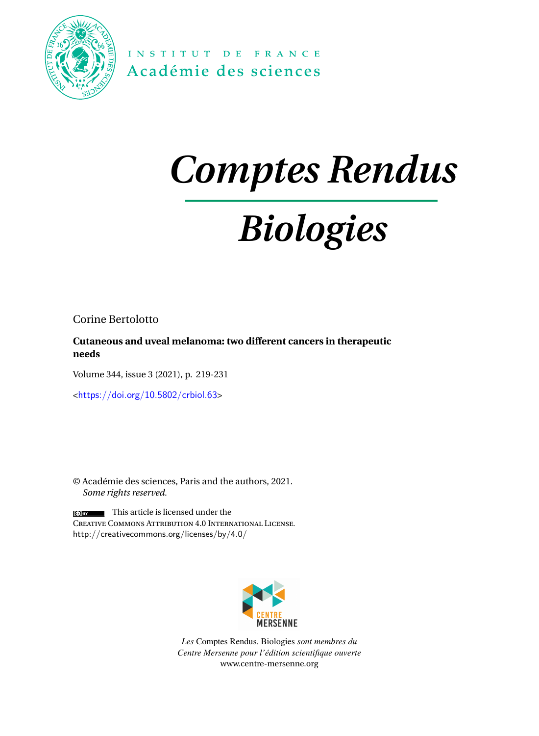INSTITUT DE FRANCE
Académie des sciences

# Comptes Rendus

# Biologies

Corine Bertolotto

**Cutaneous and uveal melanoma: two different cancers in therapeutic needs**

Volume 344, issue 3 (2021), p. 219-231

<https://doi.org/10.5802/crbiol.63>

© Académie des sciences, Paris and the authors, 2021.
*Some rights reserved.*

This article is licensed under the
Creative Commons Attribution 4.0 International License.
http://creativecommons.org/licenses/by/4.0/

CENTRE MERSENNE

*Les* Comptes Rendus. Biologies *sont membres du Centre Mersenne pour l'édition scientifique ouverte*
www.centre-mersenne.org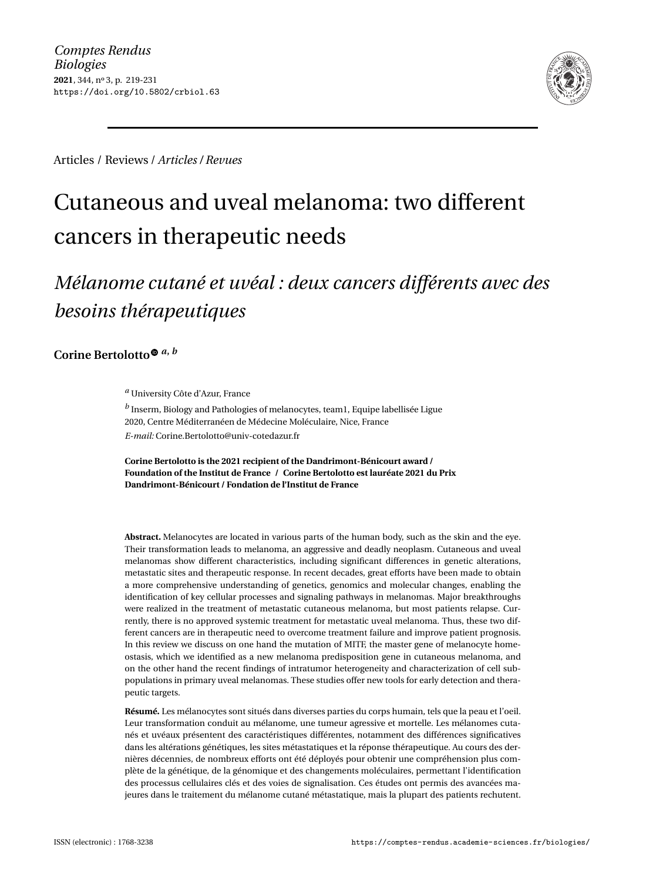*Comptes Rendus*
*Biologies*
**2021**, 344, n° 3, p. 219-231
https://doi.org/10.5802/crbiol.63

Articles / Reviews / *Articles / Revues*

# Cutaneous and uveal melanoma: two different cancers in therapeutic needs

## *Mélanome cutané et uvéal : deux cancers différents avec des besoins thérapeutiques*

**Corine Bertolotto** [a, b]

[a] University Côte d'Azur, France

[b] Inserm, Biology and Pathologies of melanocytes, team1, Equipe labellisée Ligue 2020, Centre Méditerranéen de Médecine Moléculaire, Nice, France

*E-mail:* Corine.Bertolotto@univ-cotedazur.fr

**Corine Bertolotto is the 2021 recipient of the Dandrimont-Bénicourt award / Foundation of the Institut de France / Corine Bertolotto est lauréate 2021 du Prix Dandrimont-Bénicourt / Fondation de l'Institut de France**

**Abstract.** Melanocytes are located in various parts of the human body, such as the skin and the eye. Their transformation leads to melanoma, an aggressive and deadly neoplasm. Cutaneous and uveal melanomas show different characteristics, including significant differences in genetic alterations, metastatic sites and therapeutic response. In recent decades, great efforts have been made to obtain a more comprehensive understanding of genetics, genomics and molecular changes, enabling the identification of key cellular processes and signaling pathways in melanomas. Major breakthroughs were realized in the treatment of metastatic cutaneous melanoma, but most patients relapse. Currently, there is no approved systemic treatment for metastatic uveal melanoma. Thus, these two different cancers are in therapeutic need to overcome treatment failure and improve patient prognosis. In this review we discuss on one hand the mutation of MITF, the master gene of melanocyte homeostasis, which we identified as a new melanoma predisposition gene in cutaneous melanoma, and on the other hand the recent findings of intratumor heterogeneity and characterization of cell subpopulations in primary uveal melanomas. These studies offer new tools for early detection and therapeutic targets.

**Résumé.** Les mélanocytes sont situés dans diverses parties du corps humain, tels que la peau et l'oeil. Leur transformation conduit au mélanome, une tumeur agressive et mortelle. Les mélanomes cutanés et uvéaux présentent des caractéristiques différentes, notamment des différences significatives dans les altérations génétiques, les sites métastatiques et la réponse thérapeutique. Au cours des dernières décennies, de nombreux efforts ont été déployés pour obtenir une compréhension plus complète de la génétique, de la génomique et des changements moléculaires, permettant l'identification des processus cellulaires clés et des voies de signalisation. Ces études ont permis des avancées majeures dans le traitement du mélanome cutané métastatique, mais la plupart des patients rechutent.

ISSN (electronic) : 1768-3238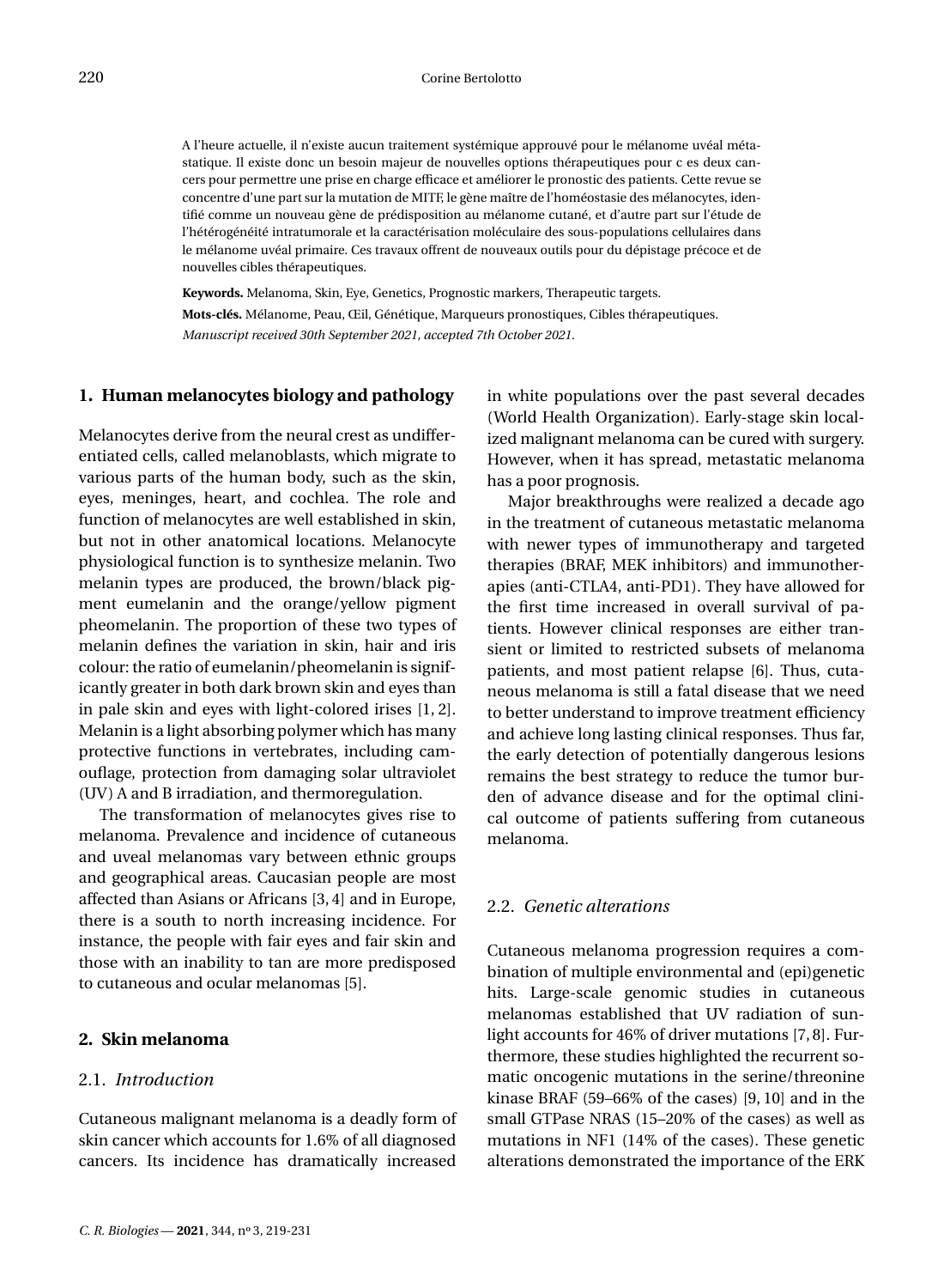A l'heure actuelle, il n'existe aucun traitement systémique approuvé pour le mélanome uvéal métastatique. Il existe donc un besoin majeur de nouvelles options thérapeutiques pour c es deux cancers pour permettre une prise en charge efficace et améliorer le pronostic des patients. Cette revue se concentre d'une part sur la mutation de MITF, le gène maître de l'homéostasie des mélanocytes, identifié comme un nouveau gène de prédisposition au mélanome cutané, et d'autre part sur l'étude de l'hétérogénéité intratumorale et la caractérisation moléculaire des sous-populations cellulaires dans le mélanome uvéal primaire. Ces travaux offrent de nouveaux outils pour du dépistage précoce et de nouvelles cibles thérapeutiques.

**Keywords.** Melanoma, Skin, Eye, Genetics, Prognostic markers, Therapeutic targets.

**Mots-clés.** Mélanome, Peau, Œil, Génétique, Marqueurs pronostiques, Cibles thérapeutiques.

*Manuscript received 30th September 2021, accepted 7th October 2021.*

## 1. Human melanocytes biology and pathology

Melanocytes derive from the neural crest as undifferentiated cells, called melanoblasts, which migrate to various parts of the human body, such as the skin, eyes, meninges, heart, and cochlea. The role and function of melanocytes are well established in skin, but not in other anatomical locations. Melanocyte physiological function is to synthesize melanin. Two melanin types are produced, the brown/black pigment eumelanin and the orange/yellow pigment pheomelanin. The proportion of these two types of melanin defines the variation in skin, hair and iris colour: the ratio of eumelanin/pheomelanin is significantly greater in both dark brown skin and eyes than in pale skin and eyes with light-colored irises [1, 2]. Melanin is a light absorbing polymer which has many protective functions in vertebrates, including camouflage, protection from damaging solar ultraviolet (UV) A and B irradiation, and thermoregulation.

The transformation of melanocytes gives rise to melanoma. Prevalence and incidence of cutaneous and uveal melanomas vary between ethnic groups and geographical areas. Caucasian people are most affected than Asians or Africans [3, 4] and in Europe, there is a south to north increasing incidence. For instance, the people with fair eyes and fair skin and those with an inability to tan are more predisposed to cutaneous and ocular melanomas [5].

## 2. Skin melanoma

### 2.1. *Introduction*

Cutaneous malignant melanoma is a deadly form of skin cancer which accounts for 1.6% of all diagnosed cancers. Its incidence has dramatically increased in white populations over the past several decades (World Health Organization). Early-stage skin localized malignant melanoma can be cured with surgery. However, when it has spread, metastatic melanoma has a poor prognosis.

Major breakthroughs were realized a decade ago in the treatment of cutaneous metastatic melanoma with newer types of immunotherapy and targeted therapies (BRAF, MEK inhibitors) and immunotherapies (anti-CTLA4, anti-PD1). They have allowed for the first time increased in overall survival of patients. However clinical responses are either transient or limited to restricted subsets of melanoma patients, and most patient relapse [6]. Thus, cutaneous melanoma is still a fatal disease that we need to better understand to improve treatment efficiency and achieve long lasting clinical responses. Thus far, the early detection of potentially dangerous lesions remains the best strategy to reduce the tumor burden of advance disease and for the optimal clinical outcome of patients suffering from cutaneous melanoma.

### 2.2. *Genetic alterations*

Cutaneous melanoma progression requires a combination of multiple environmental and (epi)genetic hits. Large-scale genomic studies in cutaneous melanomas established that UV radiation of sunlight accounts for 46% of driver mutations [7, 8]. Furthermore, these studies highlighted the recurrent somatic oncogenic mutations in the serine/threonine kinase BRAF (59–66% of the cases) [9, 10] and in the small GTPase NRAS (15–20% of the cases) as well as mutations in NF1 (14% of the cases). These genetic alterations demonstrated the importance of the ERK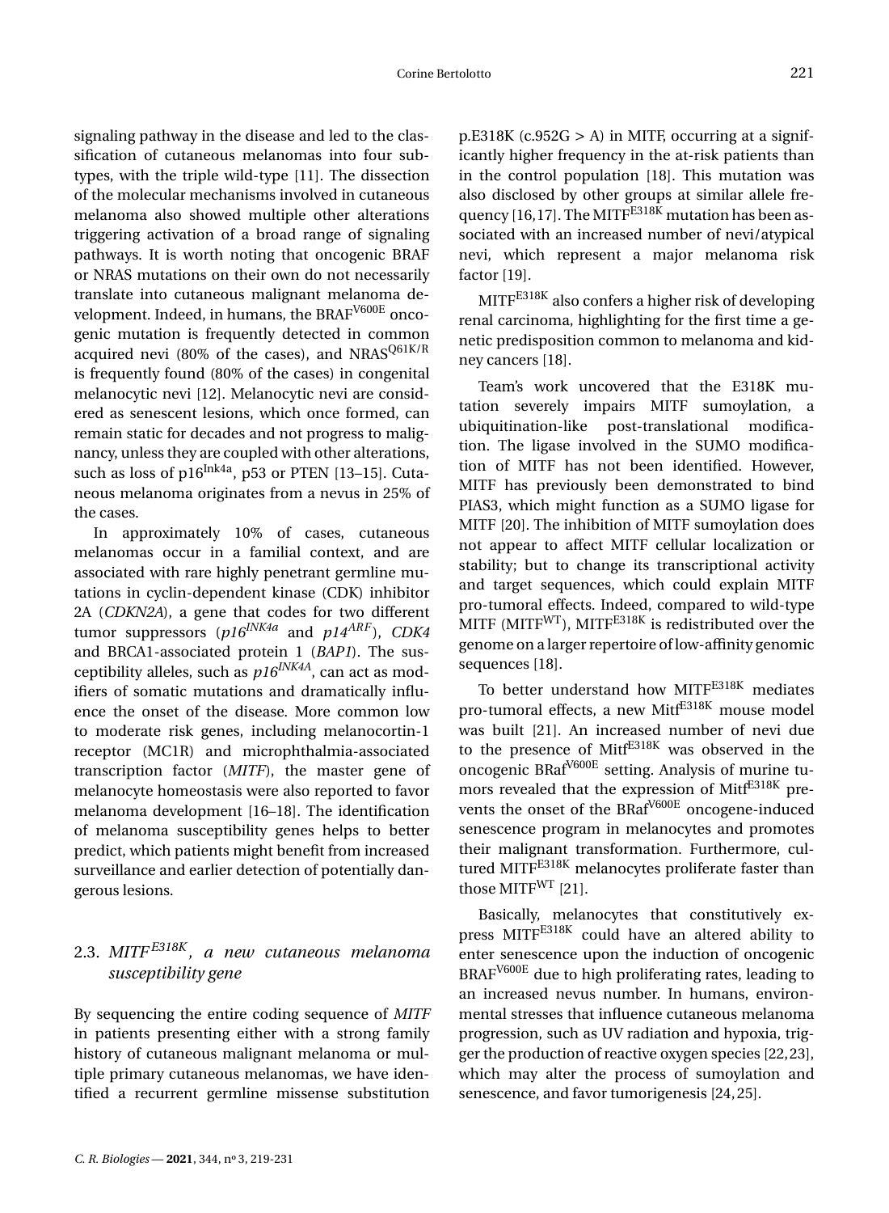signaling pathway in the disease and led to the classification of cutaneous melanomas into four subtypes, with the triple wild-type [11]. The dissection of the molecular mechanisms involved in cutaneous melanoma also showed multiple other alterations triggering activation of a broad range of signaling pathways. It is worth noting that oncogenic BRAF or NRAS mutations on their own do not necessarily translate into cutaneous malignant melanoma development. Indeed, in humans, the $BRAF^{V600E}$ oncogenic mutation is frequently detected in common acquired nevi (80% of the cases), and $NRAS^{Q61K/R}$ is frequently found (80% of the cases) in congenital melanocytic nevi [12]. Melanocytic nevi are considered as senescent lesions, which once formed, can remain static for decades and not progress to malignancy, unless they are coupled with other alterations, such as loss of $p16^{Ink4a}$, p53 or PTEN [13–15]. Cutaneous melanoma originates from a nevus in 25% of the cases.

In approximately 10% of cases, cutaneous melanomas occur in a familial context, and are associated with rare highly penetrant germline mutations in cyclin-dependent kinase (CDK) inhibitor 2A (*CDKN2A*), a gene that codes for two different tumor suppressors (*$p16^{INK4a}$* and *$p14^{ARF}$*), *CDK4* and BRCA1-associated protein 1 (*BAP1*). The susceptibility alleles, such as *$p16^{INK4A}$*, can act as modifiers of somatic mutations and dramatically influence the onset of the disease. More common low to moderate risk genes, including melanocortin-1 receptor (MC1R) and microphthalmia-associated transcription factor (*MITF*), the master gene of melanocyte homeostasis were also reported to favor melanoma development [16–18]. The identification of melanoma susceptibility genes helps to better predict, which patients might benefit from increased surveillance and earlier detection of potentially dangerous lesions.

### 2.3. *$MITF^{E318K}$, a new cutaneous melanoma susceptibility gene*

By sequencing the entire coding sequence of *MITF* in patients presenting either with a strong family history of cutaneous malignant melanoma or multiple primary cutaneous melanomas, we have identified a recurrent germline missense substitution p.E318K (c.952G > A) in MITF, occurring at a significantly higher frequency in the at-risk patients than in the control population [18]. This mutation was also disclosed by other groups at similar allele frequency [16,17]. The $MITF^{E318K}$ mutation has been associated with an increased number of nevi/atypical nevi, which represent a major melanoma risk factor [19].

$MITF^{E318K}$ also confers a higher risk of developing renal carcinoma, highlighting for the first time a genetic predisposition common to melanoma and kidney cancers [18].

Team's work uncovered that the E318K mutation severely impairs MITF sumoylation, a ubiquitination-like post-translational modification. The ligase involved in the SUMO modification of MITF has not been identified. However, MITF has previously been demonstrated to bind PIAS3, which might function as a SUMO ligase for MITF [20]. The inhibition of MITF sumoylation does not appear to affect MITF cellular localization or stability; but to change its transcriptional activity and target sequences, which could explain MITF pro-tumoral effects. Indeed, compared to wild-type MITF ($MITF^{WT}$), $MITF^{E318K}$ is redistributed over the genome on a larger repertoire of low-affinity genomic sequences [18].

To better understand how $MITF^{E318K}$ mediates pro-tumoral effects, a new $Mitf^{E318K}$ mouse model was built [21]. An increased number of nevi due to the presence of $Mitf^{E318K}$ was observed in the oncogenic $BRaf^{V600E}$ setting. Analysis of murine tumors revealed that the expression of $Mitf^{E318K}$ prevents the onset of the $BRaf^{V600E}$ oncogene-induced senescence program in melanocytes and promotes their malignant transformation. Furthermore, cultured $MITF^{E318K}$ melanocytes proliferate faster than those $MITF^{WT}$ [21].

Basically, melanocytes that constitutively express $MITF^{E318K}$ could have an altered ability to enter senescence upon the induction of oncogenic $BRAF^{V600E}$ due to high proliferating rates, leading to an increased nevus number. In humans, environmental stresses that influence cutaneous melanoma progression, such as UV radiation and hypoxia, trigger the production of reactive oxygen species [22,23], which may alter the process of sumoylation and senescence, and favor tumorigenesis [24,25].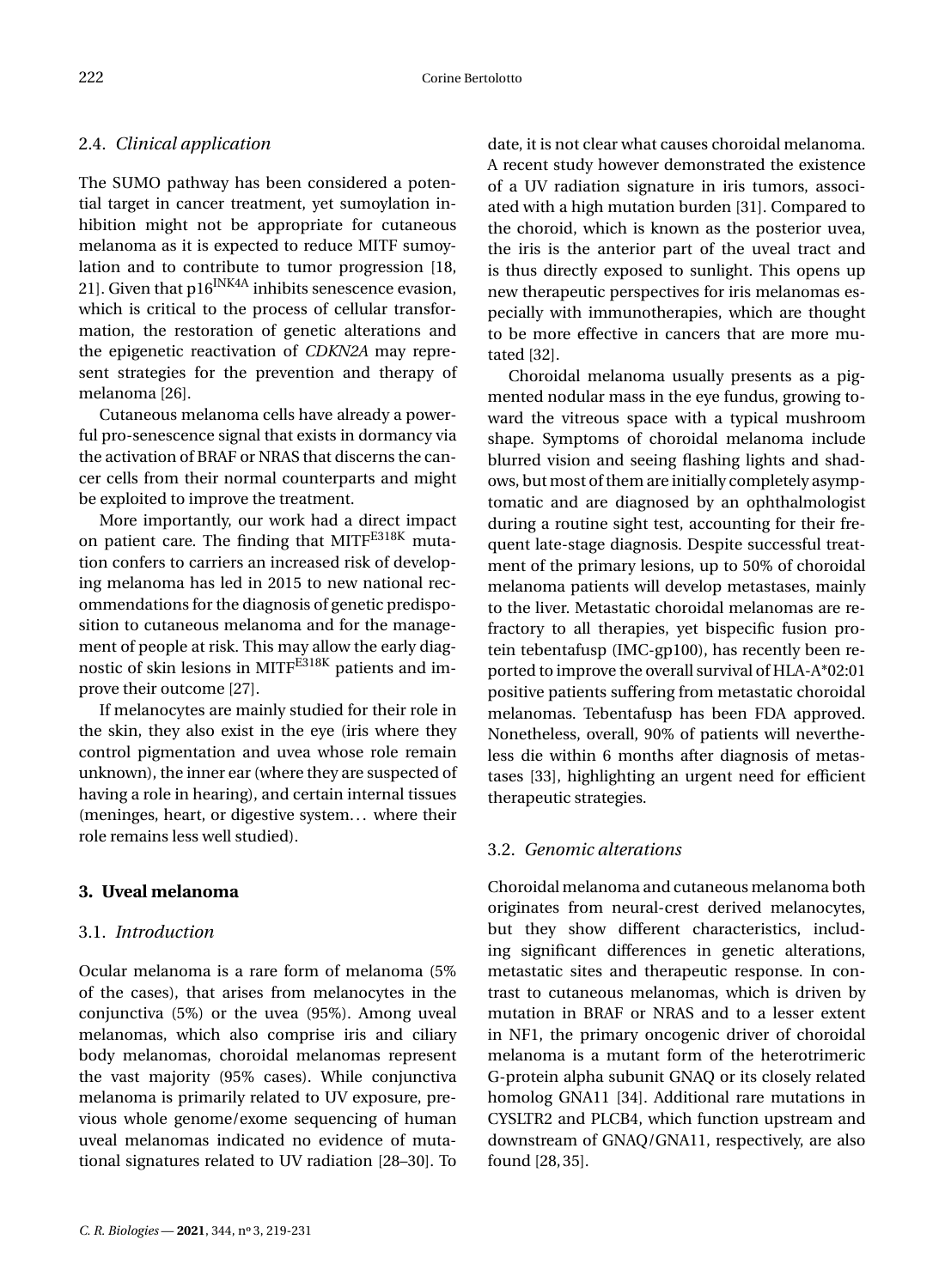### 2.4. *Clinical application*

The SUMO pathway has been considered a potential target in cancer treatment, yet sumoylation inhibition might not be appropriate for cutaneous melanoma as it is expected to reduce MITF sumoylation and to contribute to tumor progression [18, 21]. Given that p16$^{INK4A}$ inhibits senescence evasion, which is critical to the process of cellular transformation, the restoration of genetic alterations and the epigenetic reactivation of *CDKN2A* may represent strategies for the prevention and therapy of melanoma [26].

Cutaneous melanoma cells have already a powerful pro-senescence signal that exists in dormancy via the activation of BRAF or NRAS that discerns the cancer cells from their normal counterparts and might be exploited to improve the treatment.

More importantly, our work had a direct impact on patient care. The finding that MITF$^{E318K}$ mutation confers to carriers an increased risk of developing melanoma has led in 2015 to new national recommendations for the diagnosis of genetic predisposition to cutaneous melanoma and for the management of people at risk. This may allow the early diagnostic of skin lesions in MITF$^{E318K}$ patients and improve their outcome [27].

If melanocytes are mainly studied for their role in the skin, they also exist in the eye (iris where they control pigmentation and uvea whose role remain unknown), the inner ear (where they are suspected of having a role in hearing), and certain internal tissues (meninges, heart, or digestive system... where their role remains less well studied).

## 3. Uveal melanoma

### 3.1. *Introduction*

Ocular melanoma is a rare form of melanoma (5% of the cases), that arises from melanocytes in the conjunctiva (5%) or the uvea (95%). Among uveal melanomas, which also comprise iris and ciliary body melanomas, choroidal melanomas represent the vast majority (95% cases). While conjunctiva melanoma is primarily related to UV exposure, previous whole genome/exome sequencing of human uveal melanomas indicated no evidence of mutational signatures related to UV radiation [28–30]. To date, it is not clear what causes choroidal melanoma. A recent study however demonstrated the existence of a UV radiation signature in iris tumors, associated with a high mutation burden [31]. Compared to the choroid, which is known as the posterior uvea, the iris is the anterior part of the uveal tract and is thus directly exposed to sunlight. This opens up new therapeutic perspectives for iris melanomas especially with immunotherapies, which are thought to be more effective in cancers that are more mutated [32].

Choroidal melanoma usually presents as a pigmented nodular mass in the eye fundus, growing toward the vitreous space with a typical mushroom shape. Symptoms of choroidal melanoma include blurred vision and seeing flashing lights and shadows, but most of them are initially completely asymptomatic and are diagnosed by an ophthalmologist during a routine sight test, accounting for their frequent late-stage diagnosis. Despite successful treatment of the primary lesions, up to 50% of choroidal melanoma patients will develop metastases, mainly to the liver. Metastatic choroidal melanomas are refractory to all therapies, yet bispecific fusion protein tebentafusp (IMC-gp100), has recently been reported to improve the overall survival of HLA-A*02:01 positive patients suffering from metastatic choroidal melanomas. Tebentafusp has been FDA approved. Nonetheless, overall, 90% of patients will nevertheless die within 6 months after diagnosis of metastases [33], highlighting an urgent need for efficient therapeutic strategies.

### 3.2. *Genomic alterations*

Choroidal melanoma and cutaneous melanoma both originates from neural-crest derived melanocytes, but they show different characteristics, including significant differences in genetic alterations, metastatic sites and therapeutic response. In contrast to cutaneous melanomas, which is driven by mutation in BRAF or NRAS and to a lesser extent in NF1, the primary oncogenic driver of choroidal melanoma is a mutant form of the heterotrimeric G-protein alpha subunit GNAQ or its closely related homolog GNA11 [34]. Additional rare mutations in CYSLTR2 and PLCB4, which function upstream and downstream of GNAQ/GNA11, respectively, are also found [28, 35].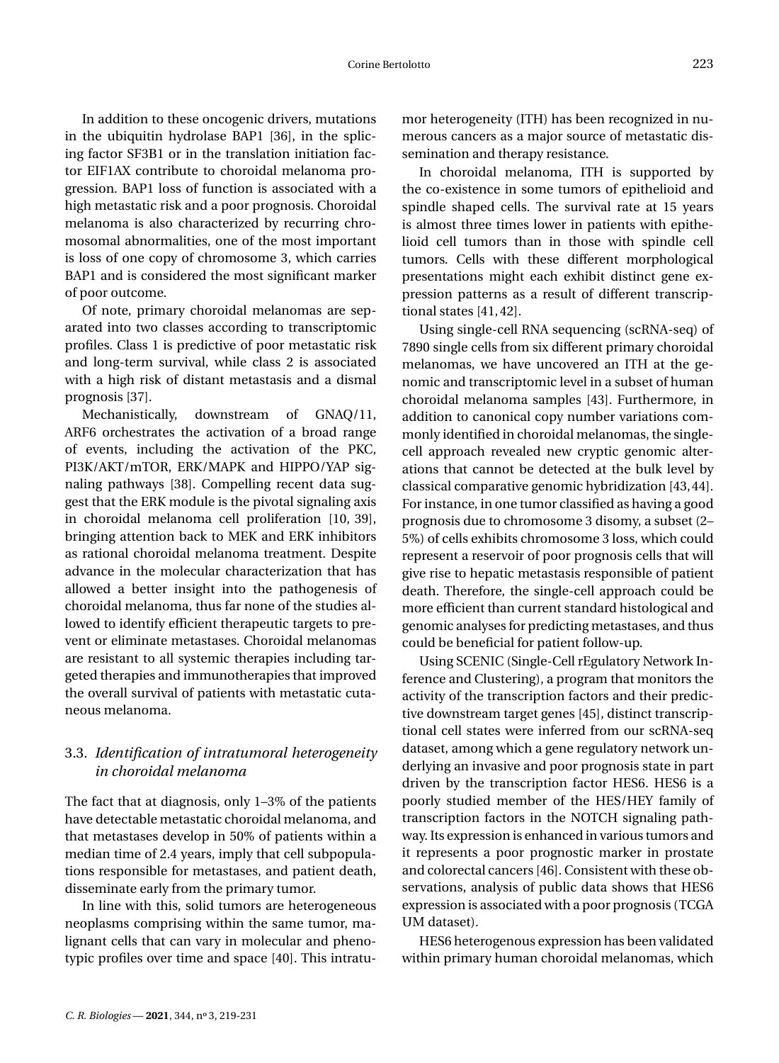In addition to these oncogenic drivers, mutations in the ubiquitin hydrolase BAP1 [36], in the splicing factor SF3B1 or in the translation initiation factor EIF1AX contribute to choroidal melanoma progression. BAP1 loss of function is associated with a high metastatic risk and a poor prognosis. Choroidal melanoma is also characterized by recurring chromosomal abnormalities, one of the most important is loss of one copy of chromosome 3, which carries BAP1 and is considered the most significant marker of poor outcome.

Of note, primary choroidal melanomas are separated into two classes according to transcriptomic profiles. Class 1 is predictive of poor metastatic risk and long-term survival, while class 2 is associated with a high risk of distant metastasis and a dismal prognosis [37].

Mechanistically, downstream of GNAQ/11, ARF6 orchestrates the activation of a broad range of events, including the activation of the PKC, PI3K/AKT/mTOR, ERK/MAPK and HIPPO/YAP signaling pathways [38]. Compelling recent data suggest that the ERK module is the pivotal signaling axis in choroidal melanoma cell proliferation [10, 39], bringing attention back to MEK and ERK inhibitors as rational choroidal melanoma treatment. Despite advance in the molecular characterization that has allowed a better insight into the pathogenesis of choroidal melanoma, thus far none of the studies allowed to identify efficient therapeutic targets to prevent or eliminate metastases. Choroidal melanomas are resistant to all systemic therapies including targeted therapies and immunotherapies that improved the overall survival of patients with metastatic cutaneous melanoma.

### 3.3. *Identification of intratumoral heterogeneity in choroidal melanoma*

The fact that at diagnosis, only 1–3% of the patients have detectable metastatic choroidal melanoma, and that metastases develop in 50% of patients within a median time of 2.4 years, imply that cell subpopulations responsible for metastases, and patient death, disseminate early from the primary tumor.

In line with this, solid tumors are heterogeneous neoplasms comprising within the same tumor, malignant cells that can vary in molecular and phenotypic profiles over time and space [40]. This intratumor heterogeneity (ITH) has been recognized in numerous cancers as a major source of metastatic dissemination and therapy resistance.

In choroidal melanoma, ITH is supported by the co-existence in some tumors of epithelioid and spindle shaped cells. The survival rate at 15 years is almost three times lower in patients with epithelioid cell tumors than in those with spindle cell tumors. Cells with these different morphological presentations might each exhibit distinct gene expression patterns as a result of different transcriptional states [41, 42].

Using single-cell RNA sequencing (scRNA-seq) of 7890 single cells from six different primary choroidal melanomas, we have uncovered an ITH at the genomic and transcriptomic level in a subset of human choroidal melanoma samples [43]. Furthermore, in addition to canonical copy number variations commonly identified in choroidal melanomas, the single-cell approach revealed new cryptic genomic alterations that cannot be detected at the bulk level by classical comparative genomic hybridization [43, 44]. For instance, in one tumor classified as having a good prognosis due to chromosome 3 disomy, a subset (2–5%) of cells exhibits chromosome 3 loss, which could represent a reservoir of poor prognosis cells that will give rise to hepatic metastasis responsible of patient death. Therefore, the single-cell approach could be more efficient than current standard histological and genomic analyses for predicting metastases, and thus could be beneficial for patient follow-up.

Using SCENIC (Single-Cell rEgulatory Network Inference and Clustering), a program that monitors the activity of the transcription factors and their predictive downstream target genes [45], distinct transcriptional cell states were inferred from our scRNA-seq dataset, among which a gene regulatory network underlying an invasive and poor prognosis state in part driven by the transcription factor HES6. HES6 is a poorly studied member of the HES/HEY family of transcription factors in the NOTCH signaling pathway. Its expression is enhanced in various tumors and it represents a poor prognostic marker in prostate and colorectal cancers [46]. Consistent with these observations, analysis of public data shows that HES6 expression is associated with a poor prognosis (TCGA UM dataset).

HES6 heterogenous expression has been validated within primary human choroidal melanomas, which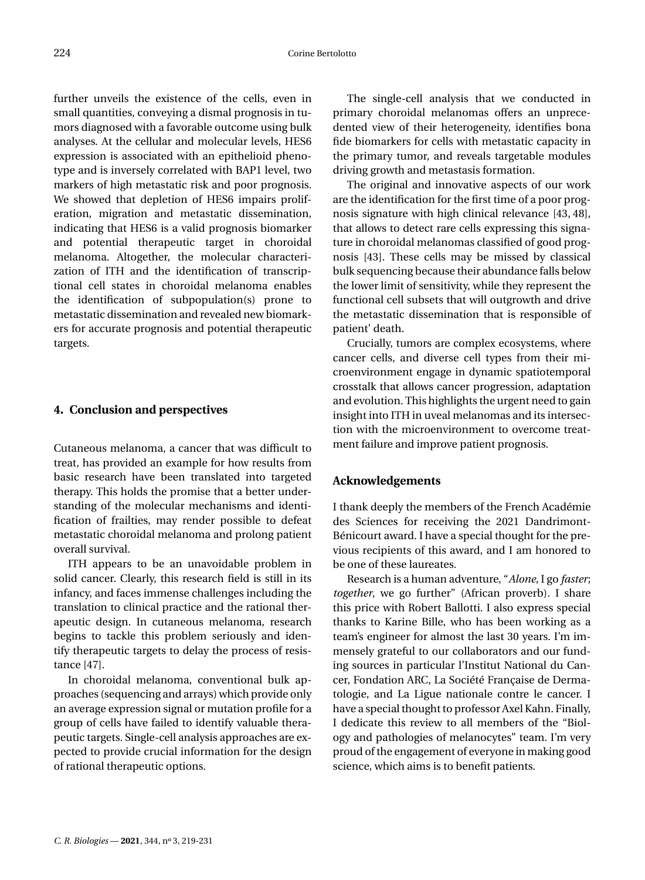further unveils the existence of the cells, even in small quantities, conveying a dismal prognosis in tumors diagnosed with a favorable outcome using bulk analyses. At the cellular and molecular levels, HES6 expression is associated with an epithelioid phenotype and is inversely correlated with BAP1 level, two markers of high metastatic risk and poor prognosis. We showed that depletion of HES6 impairs proliferation, migration and metastatic dissemination, indicating that HES6 is a valid prognosis biomarker and potential therapeutic target in choroidal melanoma. Altogether, the molecular characterization of ITH and the identification of transcriptional cell states in choroidal melanoma enables the identification of subpopulation(s) prone to metastatic dissemination and revealed new biomarkers for accurate prognosis and potential therapeutic targets.

## 4. Conclusion and perspectives

Cutaneous melanoma, a cancer that was difficult to treat, has provided an example for how results from basic research have been translated into targeted therapy. This holds the promise that a better understanding of the molecular mechanisms and identification of frailties, may render possible to defeat metastatic choroidal melanoma and prolong patient overall survival.

ITH appears to be an unavoidable problem in solid cancer. Clearly, this research field is still in its infancy, and faces immense challenges including the translation to clinical practice and the rational therapeutic design. In cutaneous melanoma, research begins to tackle this problem seriously and identify therapeutic targets to delay the process of resistance [47].

In choroidal melanoma, conventional bulk approaches (sequencing and arrays) which provide only an average expression signal or mutation profile for a group of cells have failed to identify valuable therapeutic targets. Single-cell analysis approaches are expected to provide crucial information for the design of rational therapeutic options.

The single-cell analysis that we conducted in primary choroidal melanomas offers an unprecedented view of their heterogeneity, identifies bona fide biomarkers for cells with metastatic capacity in the primary tumor, and reveals targetable modules driving growth and metastasis formation.

The original and innovative aspects of our work are the identification for the first time of a poor prognosis signature with high clinical relevance [43, 48], that allows to detect rare cells expressing this signature in choroidal melanomas classified of good prognosis [43]. These cells may be missed by classical bulk sequencing because their abundance falls below the lower limit of sensitivity, while they represent the functional cell subsets that will outgrowth and drive the metastatic dissemination that is responsible of patient' death.

Crucially, tumors are complex ecosystems, where cancer cells, and diverse cell types from their microenvironment engage in dynamic spatiotemporal crosstalk that allows cancer progression, adaptation and evolution. This highlights the urgent need to gain insight into ITH in uveal melanomas and its intersection with the microenvironment to overcome treatment failure and improve patient prognosis.

## Acknowledgements

I thank deeply the members of the French Académie des Sciences for receiving the 2021 Dandrimont-Bénicourt award. I have a special thought for the previous recipients of this award, and I am honored to be one of these laureates.

Research is a human adventure, "*Alone*, I go *faster*; *together*, we go further" (African proverb). I share this price with Robert Ballotti. I also express special thanks to Karine Bille, who has been working as a team's engineer for almost the last 30 years. I'm immensely grateful to our collaborators and our funding sources in particular l'Institut National du Cancer, Fondation ARC, La Société Française de Dermatologie, and La Ligue nationale contre le cancer. I have a special thought to professor Axel Kahn. Finally, I dedicate this review to all members of the "Biology and pathologies of melanocytes" team. I'm very proud of the engagement of everyone in making good science, which aims is to benefit patients.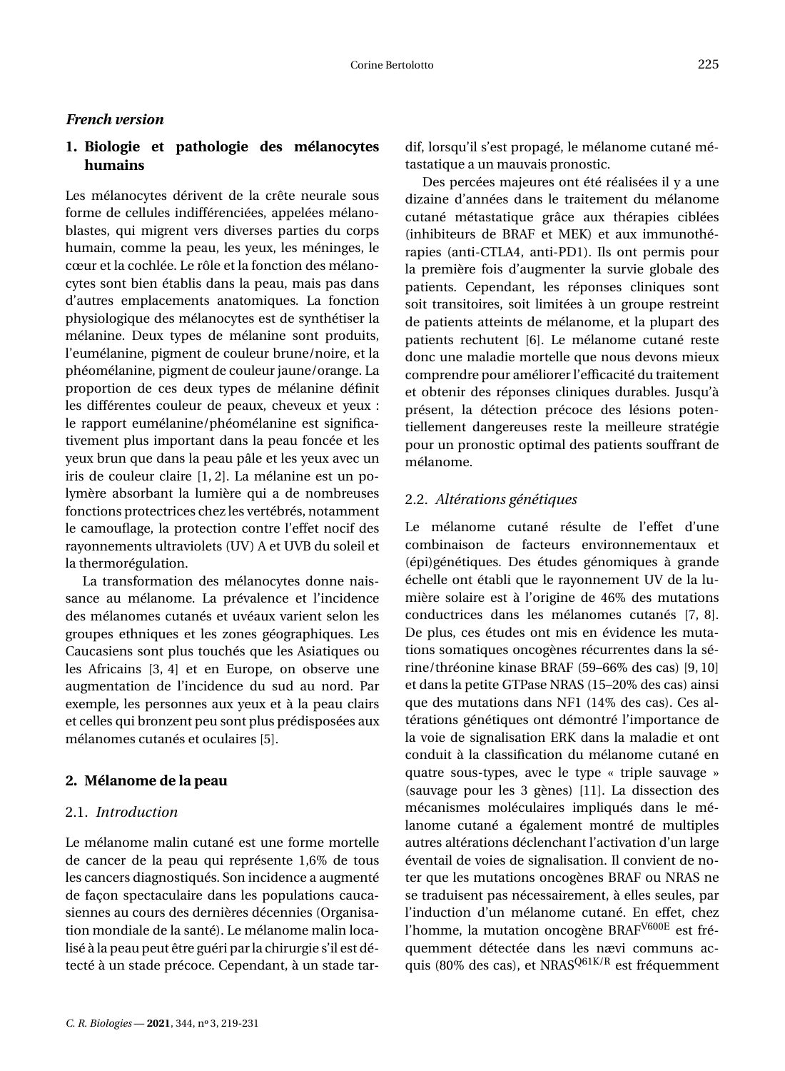*French version*

## 1. Biologie et pathologie des mélanocytes humains

Les mélanocytes dérivent de la crête neurale sous forme de cellules indifférenciées, appelées mélanoblastes, qui migrent vers diverses parties du corps humain, comme la peau, les yeux, les méninges, le cœur et la cochlée. Le rôle et la fonction des mélanocytes sont bien établis dans la peau, mais pas dans d'autres emplacements anatomiques. La fonction physiologique des mélanocytes est de synthétiser la mélanine. Deux types de mélanine sont produits, l'eumélanine, pigment de couleur brune/noire, et la phéomélanine, pigment de couleur jaune/orange. La proportion de ces deux types de mélanine définit les différentes couleur de peaux, cheveux et yeux : le rapport eumélanine/phéomélanine est significativement plus important dans la peau foncée et les yeux brun que dans la peau pâle et les yeux avec un iris de couleur claire [1, 2]. La mélanine est un polymère absorbant la lumière qui a de nombreuses fonctions protectrices chez les vertébrés, notamment le camouflage, la protection contre l'effet nocif des rayonnements ultraviolets (UV) A et UVB du soleil et la thermorégulation.

La transformation des mélanocytes donne naissance au mélanome. La prévalence et l'incidence des mélanomes cutanés et uvéaux varient selon les groupes ethniques et les zones géographiques. Les Caucasiens sont plus touchés que les Asiatiques ou les Africains [3, 4] et en Europe, on observe une augmentation de l'incidence du sud au nord. Par exemple, les personnes aux yeux et à la peau clairs et celles qui bronzent peu sont plus prédisposées aux mélanomes cutanés et oculaires [5].

## 2. Mélanome de la peau

### 2.1. *Introduction*

Le mélanome malin cutané est une forme mortelle de cancer de la peau qui représente 1,6% de tous les cancers diagnostiqués. Son incidence a augmenté de façon spectaculaire dans les populations caucasiennes au cours des dernières décennies (Organisation mondiale de la santé). Le mélanome malin localisé à la peau peut être guéri par la chirurgie s'il est détecté à un stade précoce. Cependant, à un stade tardif, lorsqu'il s'est propagé, le mélanome cutané métastatique a un mauvais pronostic.

Des percées majeures ont été réalisées il y a une dizaine d'années dans le traitement du mélanome cutané métastatique grâce aux thérapies ciblées (inhibiteurs de BRAF et MEK) et aux immunothérapies (anti-CTLA4, anti-PD1). Ils ont permis pour la première fois d'augmenter la survie globale des patients. Cependant, les réponses cliniques sont soit transitoires, soit limitées à un groupe restreint de patients atteints de mélanome, et la plupart des patients rechutent [6]. Le mélanome cutané reste donc une maladie mortelle que nous devons mieux comprendre pour améliorer l'efficacité du traitement et obtenir des réponses cliniques durables. Jusqu'à présent, la détection précoce des lésions potentiellement dangereuses reste la meilleure stratégie pour un pronostic optimal des patients souffrant de mélanome.

### 2.2. *Altérations génétiques*

Le mélanome cutané résulte de l'effet d'une combinaison de facteurs environnementaux et (épi)génétiques. Des études génomiques à grande échelle ont établi que le rayonnement UV de la lumière solaire est à l'origine de 46% des mutations conductrices dans les mélanomes cutanés [7, 8]. De plus, ces études ont mis en évidence les mutations somatiques oncogènes récurrentes dans la sérine/thréonine kinase BRAF (59–66% des cas) [9, 10] et dans la petite GTPase NRAS (15–20% des cas) ainsi que des mutations dans NF1 (14% des cas). Ces altérations génétiques ont démontré l'importance de la voie de signalisation ERK dans la maladie et ont conduit à la classification du mélanome cutané en quatre sous-types, avec le type « triple sauvage » (sauvage pour les 3 gènes) [11]. La dissection des mécanismes moléculaires impliqués dans le mélanome cutané a également montré de multiples autres altérations déclenchant l'activation d'un large éventail de voies de signalisation. Il convient de noter que les mutations oncogènes BRAF ou NRAS ne se traduisent pas nécessairement, à elles seules, par l'induction d'un mélanome cutané. En effet, chez l'homme, la mutation oncogène $BRAF^{V600E}$ est fréquemment détectée dans les nævi communs acquis (80% des cas), et $NRAS^{Q61K/R}$ est fréquemment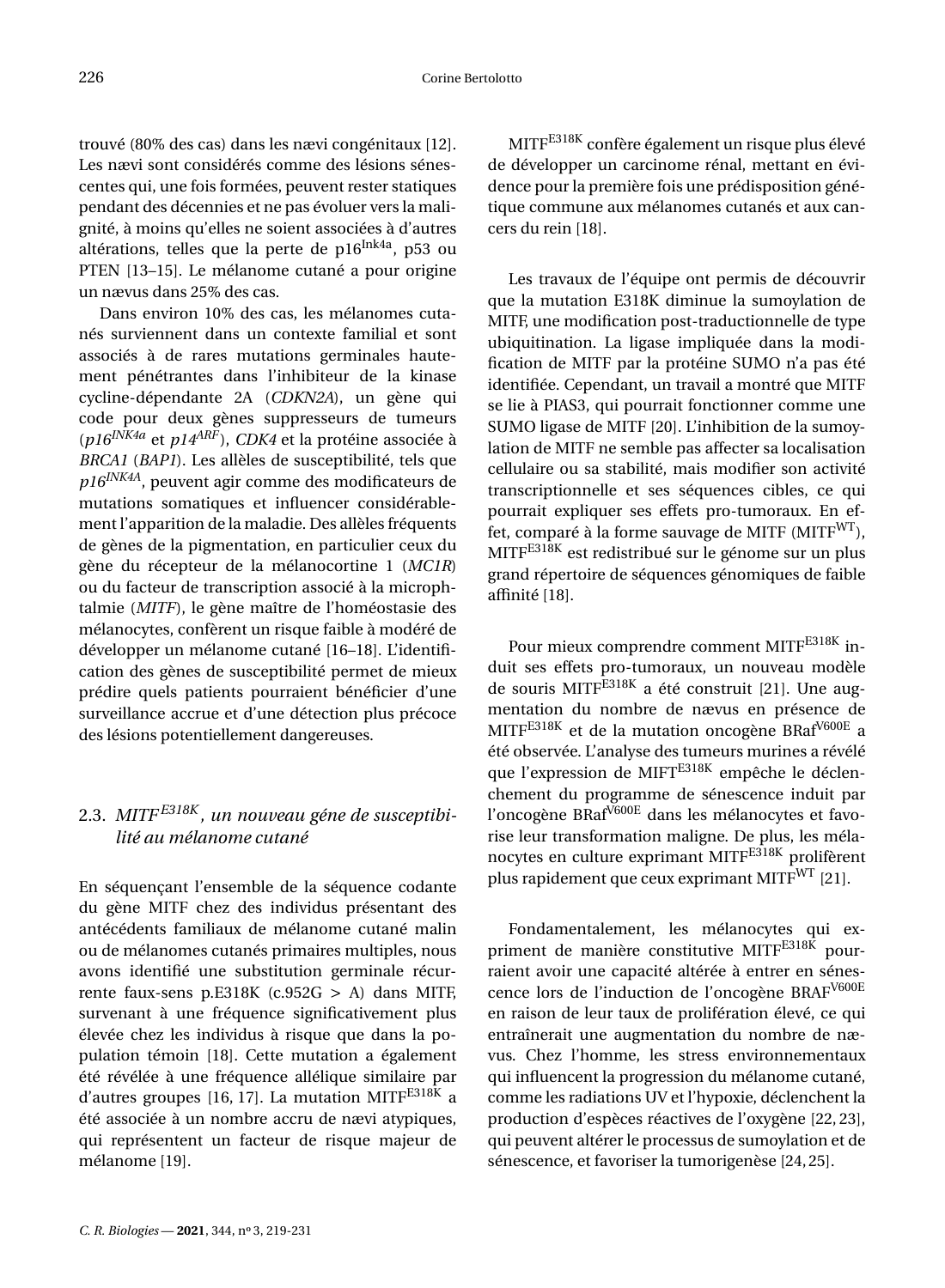trouvé (80% des cas) dans les nævi congénitaux [12]. Les nævi sont considérés comme des lésions sénescentes qui, une fois formées, peuvent rester statiques pendant des décennies et ne pas évoluer vers la malignité, à moins qu'elles ne soient associées à d'autres altérations, telles que la perte de p16$^{Ink4a}$, p53 ou PTEN [13–15]. Le mélanome cutané a pour origine un nævus dans 25% des cas.

Dans environ 10% des cas, les mélanomes cutanés surviennent dans un contexte familial et sont associés à de rares mutations germinales hautement pénétrantes dans l'inhibiteur de la kinase cycline-dépendante 2A (*CDKN2A*), un gène qui code pour deux gènes suppresseurs de tumeurs (*p16$^{INK4a}$* et *p14$^{ARF}$*), *CDK4* et la protéine associée à *BRCA1* (*BAP1*). Les allèles de susceptibilité, tels que *p16$^{INK4A}$*, peuvent agir comme des modificateurs de mutations somatiques et influencer considérablement l'apparition de la maladie. Des allèles fréquents de gènes de la pigmentation, en particulier ceux du gène du récepteur de la mélanocortine 1 (*MC1R*) ou du facteur de transcription associé à la microphtalmie (*MITF*), le gène maître de l'homéostasie des mélanocytes, confèrent un risque faible à modéré de développer un mélanome cutané [16–18]. L'identification des gènes de susceptibilité permet de mieux prédire quels patients pourraient bénéficier d'une surveillance accrue et d'une détection plus précoce des lésions potentiellement dangereuses.

### 2.3. *MITF$^{E318K}$, un nouveau géne de susceptibilité au mélanome cutané*

En séquençant l'ensemble de la séquence codante du gène MITF chez des individus présentant des antécédents familiaux de mélanome cutané malin ou de mélanomes cutanés primaires multiples, nous avons identifié une substitution germinale récurrente faux-sens p.E318K (c.952G > A) dans MITF, survenant à une fréquence significativement plus élevée chez les individus à risque que dans la population témoin [18]. Cette mutation a également été révélée à une fréquence allélique similaire par d'autres groupes [16, 17]. La mutation MITF$^{E318K}$ a été associée à un nombre accru de nævi atypiques, qui représentent un facteur de risque majeur de mélanome [19].

MITF$^{E318K}$ confère également un risque plus élevé de développer un carcinome rénal, mettant en évidence pour la première fois une prédisposition génétique commune aux mélanomes cutanés et aux cancers du rein [18].

Les travaux de l'équipe ont permis de découvrir que la mutation E318K diminue la sumoylation de MITF, une modification post-traductionnelle de type ubiquitination. La ligase impliquée dans la modification de MITF par la protéine SUMO n'a pas été identifiée. Cependant, un travail a montré que MITF se lie à PIAS3, qui pourrait fonctionner comme une SUMO ligase de MITF [20]. L'inhibition de la sumoylation de MITF ne semble pas affecter sa localisation cellulaire ou sa stabilité, mais modifier son activité transcriptionnelle et ses séquences cibles, ce qui pourrait expliquer ses effets pro-tumoraux. En effet, comparé à la forme sauvage de MITF (MITF$^{WT}$), MITF$^{E318K}$ est redistribué sur le génome sur un plus grand répertoire de séquences génomiques de faible affinité [18].

Pour mieux comprendre comment MITF$^{E318K}$ induit ses effets pro-tumoraux, un nouveau modèle de souris MITF$^{E318K}$ a été construit [21]. Une augmentation du nombre de nævus en présence de MITF$^{E318K}$ et de la mutation oncogène BRaf$^{V600E}$ a été observée. L'analyse des tumeurs murines a révélé que l'expression de MIFT$^{E318K}$ empêche le déclenchement du programme de sénescence induit par l'oncogène BRaf$^{V600E}$ dans les mélanocytes et favorise leur transformation maligne. De plus, les mélanocytes en culture exprimant MITF$^{E318K}$ prolifèrent plus rapidement que ceux exprimant MITF$^{WT}$ [21].

Fondamentalement, les mélanocytes qui expriment de manière constitutive MITF$^{E318K}$ pourraient avoir une capacité altérée à entrer en sénescence lors de l'induction de l'oncogène BRAF$^{V600E}$ en raison de leur taux de prolifération élevé, ce qui entraînerait une augmentation du nombre de nævus. Chez l'homme, les stress environnementaux qui influencent la progression du mélanome cutané, comme les radiations UV et l'hypoxie, déclenchent la production d'espèces réactives de l'oxygène [22, 23], qui peuvent altérer le processus de sumoylation et de sénescence, et favoriser la tumorigenèse [24, 25].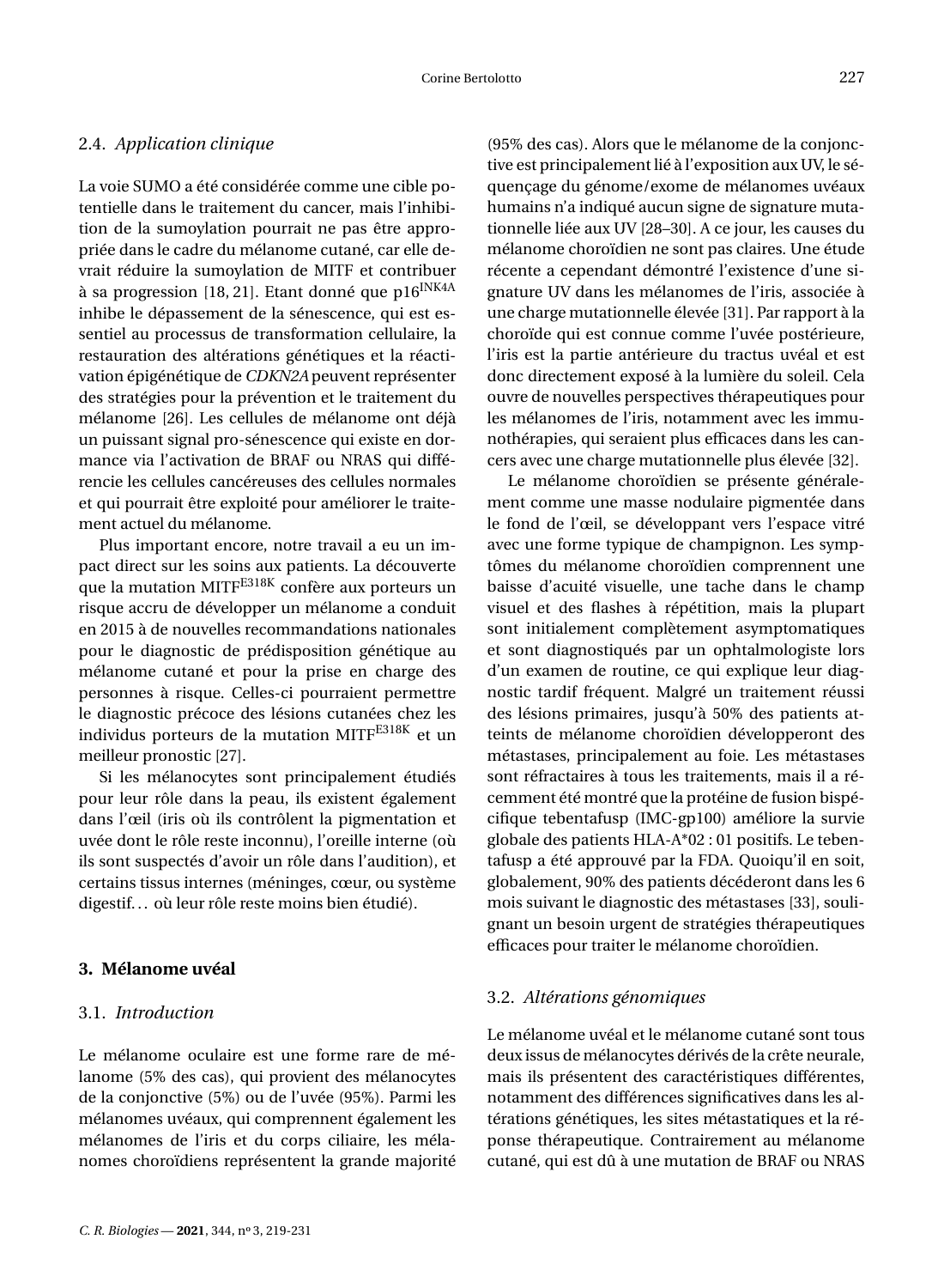### 2.4. *Application clinique*

La voie SUMO a été considérée comme une cible potentielle dans le traitement du cancer, mais l'inhibition de la sumoylation pourrait ne pas être appropriée dans le cadre du mélanome cutané, car elle devrait réduire la sumoylation de MITF et contribuer à sa progression [18, 21]. Etant donné que p16$^{INK4A}$ inhibe le dépassement de la sénescence, qui est essentiel au processus de transformation cellulaire, la restauration des altérations génétiques et la réactivation épigénétique de *CDKN2A* peuvent représenter des stratégies pour la prévention et le traitement du mélanome [26]. Les cellules de mélanome ont déjà un puissant signal pro-sénescence qui existe en dormance via l'activation de BRAF ou NRAS qui différencie les cellules cancéreuses des cellules normales et qui pourrait être exploité pour améliorer le traitement actuel du mélanome.

Plus important encore, notre travail a eu un impact direct sur les soins aux patients. La découverte que la mutation MITF$^{E318K}$ confère aux porteurs un risque accru de développer un mélanome a conduit en 2015 à de nouvelles recommandations nationales pour le diagnostic de prédisposition génétique au mélanome cutané et pour la prise en charge des personnes à risque. Celles-ci pourraient permettre le diagnostic précoce des lésions cutanées chez les individus porteurs de la mutation MITF$^{E318K}$ et un meilleur pronostic [27].

Si les mélanocytes sont principalement étudiés pour leur rôle dans la peau, ils existent également dans l'œil (iris où ils contrôlent la pigmentation et uvée dont le rôle reste inconnu), l'oreille interne (où ils sont suspectés d'avoir un rôle dans l'audition), et certains tissus internes (méninges, cœur, ou système digestif… où leur rôle reste moins bien étudié).

## 3. Mélanome uvéal

### 3.1. *Introduction*

Le mélanome oculaire est une forme rare de mélanome (5% des cas), qui provient des mélanocytes de la conjonctive (5%) ou de l'uvée (95%). Parmi les mélanomes uvéaux, qui comprennent également les mélanomes de l'iris et du corps ciliaire, les mélanomes choroïdiens représentent la grande majorité (95% des cas). Alors que le mélanome de la conjonctive est principalement lié à l'exposition aux UV, le séquençage du génome/exome de mélanomes uvéaux humains n'a indiqué aucun signe de signature mutationnelle liée aux UV [28–30]. A ce jour, les causes du mélanome choroïdien ne sont pas claires. Une étude récente a cependant démontré l'existence d'une signature UV dans les mélanomes de l'iris, associée à une charge mutationnelle élevée [31]. Par rapport à la choroïde qui est connue comme l'uvée postérieure, l'iris est la partie antérieure du tractus uvéal et est donc directement exposé à la lumière du soleil. Cela ouvre de nouvelles perspectives thérapeutiques pour les mélanomes de l'iris, notamment avec les immunothérapies, qui seraient plus efficaces dans les cancers avec une charge mutationnelle plus élevée [32].

Le mélanome choroïdien se présente généralement comme une masse nodulaire pigmentée dans le fond de l'œil, se développant vers l'espace vitré avec une forme typique de champignon. Les symptômes du mélanome choroïdien comprennent une baisse d'acuité visuelle, une tache dans le champ visuel et des flashes à répétition, mais la plupart sont initialement complètement asymptomatiques et sont diagnostiqués par un ophtalmologiste lors d'un examen de routine, ce qui explique leur diagnostic tardif fréquent. Malgré un traitement réussi des lésions primaires, jusqu'à 50% des patients atteints de mélanome choroïdien développeront des métastases, principalement au foie. Les métastases sont réfractaires à tous les traitements, mais il a récemment été montré que la protéine de fusion bispécifique tebentafusp (IMC-gp100) améliore la survie globale des patients HLA-A*02 : 01 positifs. Le tebentafusp a été approuvé par la FDA. Quoiqu'il en soit, globalement, 90% des patients décéderont dans les 6 mois suivant le diagnostic des métastases [33], soulignant un besoin urgent de stratégies thérapeutiques efficaces pour traiter le mélanome choroïdien.

### 3.2. *Altérations génomiques*

Le mélanome uvéal et le mélanome cutané sont tous deux issus de mélanocytes dérivés de la crête neurale, mais ils présentent des caractéristiques différentes, notamment des différences significatives dans les altérations génétiques, les sites métastatiques et la réponse thérapeutique. Contrairement au mélanome cutané, qui est dû à une mutation de BRAF ou NRAS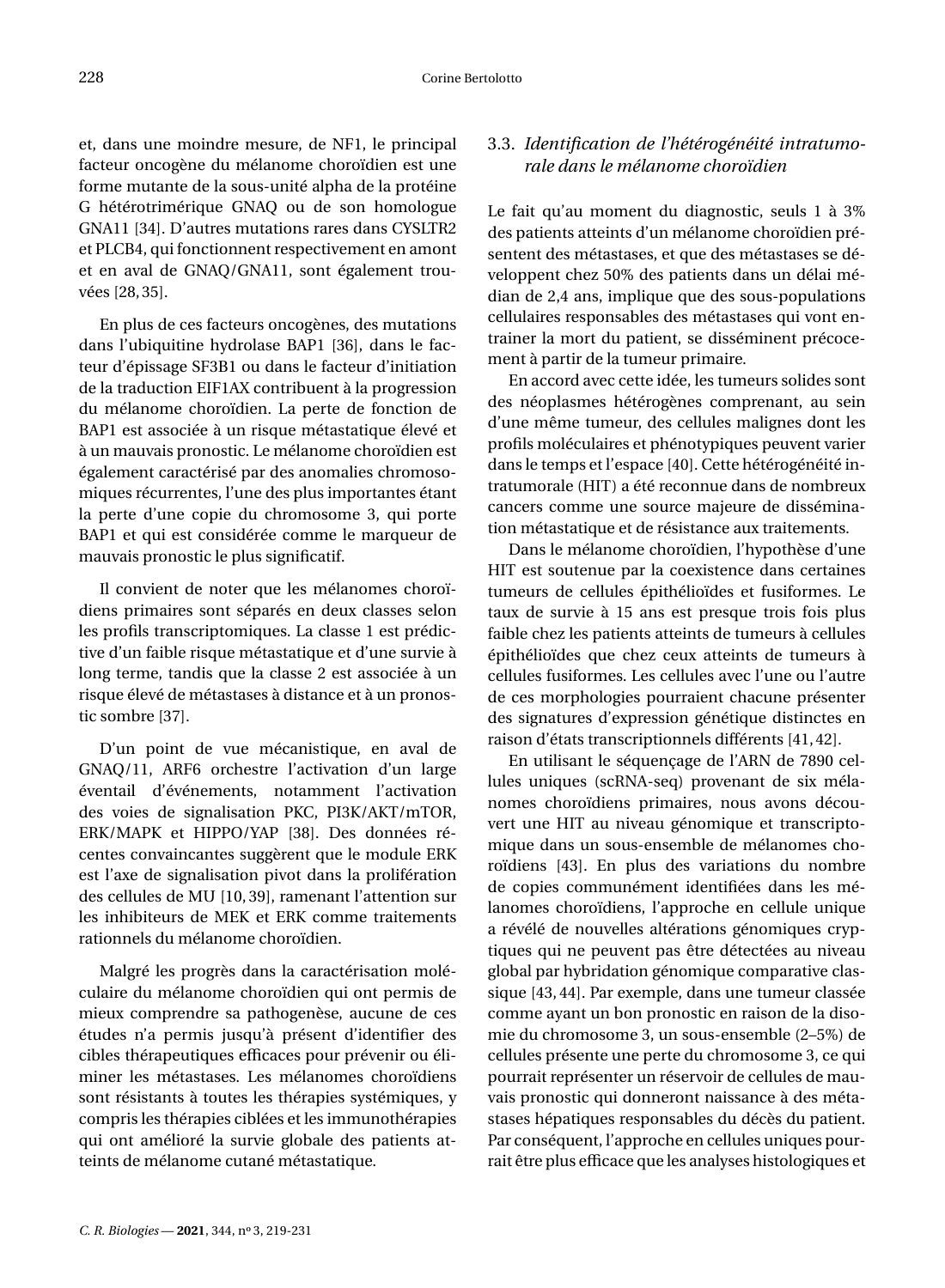et, dans une moindre mesure, de NF1, le principal facteur oncogène du mélanome choroïdien est une forme mutante de la sous-unité alpha de la protéine G hétérotrimérique GNAQ ou de son homologue GNA11 [34]. D'autres mutations rares dans CYSLTR2 et PLCB4, qui fonctionnent respectivement en amont et en aval de GNAQ/GNA11, sont également trouvées [28, 35].

En plus de ces facteurs oncogènes, des mutations dans l'ubiquitine hydrolase BAP1 [36], dans le facteur d'épissage SF3B1 ou dans le facteur d'initiation de la traduction EIF1AX contribuent à la progression du mélanome choroïdien. La perte de fonction de BAP1 est associée à un risque métastatique élevé et à un mauvais pronostic. Le mélanome choroïdien est également caractérisé par des anomalies chromosomiques récurrentes, l'une des plus importantes étant la perte d'une copie du chromosome 3, qui porte BAP1 et qui est considérée comme le marqueur de mauvais pronostic le plus significatif.

Il convient de noter que les mélanomes choroïdiens primaires sont séparés en deux classes selon les profils transcriptomiques. La classe 1 est prédictive d'un faible risque métastatique et d'une survie à long terme, tandis que la classe 2 est associée à un risque élevé de métastases à distance et à un pronostic sombre [37].

D'un point de vue mécanistique, en aval de GNAQ/11, ARF6 orchestre l'activation d'un large éventail d'événements, notamment l'activation des voies de signalisation PKC, PI3K/AKT/mTOR, ERK/MAPK et HIPPO/YAP [38]. Des données récentes convaincantes suggèrent que le module ERK est l'axe de signalisation pivot dans la prolifération des cellules de MU [10, 39], ramenant l'attention sur les inhibiteurs de MEK et ERK comme traitements rationnels du mélanome choroïdien.

Malgré les progrès dans la caractérisation moléculaire du mélanome choroïdien qui ont permis de mieux comprendre sa pathogenèse, aucune de ces études n'a permis jusqu'à présent d'identifier des cibles thérapeutiques efficaces pour prévenir ou éliminer les métastases. Les mélanomes choroïdiens sont résistants à toutes les thérapies systémiques, y compris les thérapies ciblées et les immunothérapies qui ont amélioré la survie globale des patients atteints de mélanome cutané métastatique.

### 3.3. *Identification de l'hétérogénéité intratumorale dans le mélanome choroïdien*

Le fait qu'au moment du diagnostic, seuls 1 à 3% des patients atteints d'un mélanome choroïdien présentent des métastases, et que des métastases se développent chez 50% des patients dans un délai médian de 2,4 ans, implique que des sous-populations cellulaires responsables des métastases qui vont entrainer la mort du patient, se disséminent précocement à partir de la tumeur primaire.

En accord avec cette idée, les tumeurs solides sont des néoplasmes hétérogènes comprenant, au sein d'une même tumeur, des cellules malignes dont les profils moléculaires et phénotypiques peuvent varier dans le temps et l'espace [40]. Cette hétérogénéité intratumorale (HIT) a été reconnue dans de nombreux cancers comme une source majeure de dissémination métastatique et de résistance aux traitements.

Dans le mélanome choroïdien, l'hypothèse d'une HIT est soutenue par la coexistence dans certaines tumeurs de cellules épithélioïdes et fusiformes. Le taux de survie à 15 ans est presque trois fois plus faible chez les patients atteints de tumeurs à cellules épithélioïdes que chez ceux atteints de tumeurs à cellules fusiformes. Les cellules avec l'une ou l'autre de ces morphologies pourraient chacune présenter des signatures d'expression génétique distinctes en raison d'états transcriptionnels différents [41, 42].

En utilisant le séquençage de l'ARN de 7890 cellules uniques (scRNA-seq) provenant de six mélanomes choroïdiens primaires, nous avons découvert une HIT au niveau génomique et transcriptomique dans un sous-ensemble de mélanomes choroïdiens [43]. En plus des variations du nombre de copies communément identifiées dans les mélanomes choroïdiens, l'approche en cellule unique a révélé de nouvelles altérations génomiques cryptiques qui ne peuvent pas être détectées au niveau global par hybridation génomique comparative classique [43, 44]. Par exemple, dans une tumeur classée comme ayant un bon pronostic en raison de la disomie du chromosome 3, un sous-ensemble (2–5%) de cellules présente une perte du chromosome 3, ce qui pourrait représenter un réservoir de cellules de mauvais pronostic qui donneront naissance à des métastases hépatiques responsables du décès du patient. Par conséquent, l'approche en cellules uniques pourrait être plus efficace que les analyses histologiques et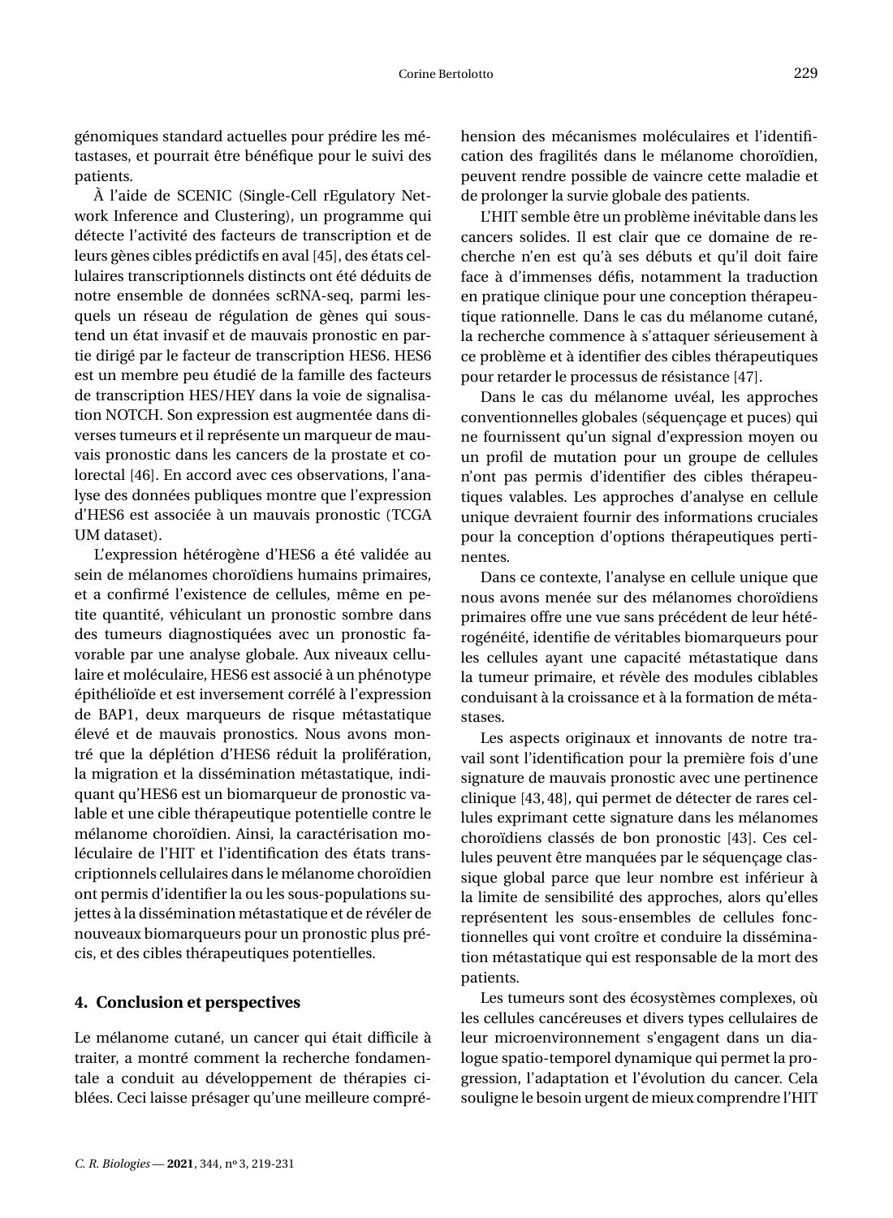génomiques standard actuelles pour prédire les métastases, et pourrait être bénéfique pour le suivi des patients.

À l'aide de SCENIC (Single-Cell rEgulatory Network Inference and Clustering), un programme qui détecte l'activité des facteurs de transcription et de leurs gènes cibles prédictifs en aval [45], des états cellulaires transcriptionnels distincts ont été déduits de notre ensemble de données scRNA-seq, parmi lesquels un réseau de régulation de gènes qui soustend un état invasif et de mauvais pronostic en partie dirigé par le facteur de transcription HES6. HES6 est un membre peu étudié de la famille des facteurs de transcription HES/HEY dans la voie de signalisation NOTCH. Son expression est augmentée dans diverses tumeurs et il représente un marqueur de mauvais pronostic dans les cancers de la prostate et colorectal [46]. En accord avec ces observations, l'analyse des données publiques montre que l'expression d'HES6 est associée à un mauvais pronostic (TCGA UM dataset).

L'expression hétérogène d'HES6 a été validée au sein de mélanomes choroïdiens humains primaires, et a confirmé l'existence de cellules, même en petite quantité, véhiculant un pronostic sombre dans des tumeurs diagnostiquées avec un pronostic favorable par une analyse globale. Aux niveaux cellulaire et moléculaire, HES6 est associé à un phénotype épithélioïde et est inversement corrélé à l'expression de BAP1, deux marqueurs de risque métastatique élevé et de mauvais pronostics. Nous avons montré que la déplétion d'HES6 réduit la prolifération, la migration et la dissémination métastatique, indiquant qu'HES6 est un biomarqueur de pronostic valable et une cible thérapeutique potentielle contre le mélanome choroïdien. Ainsi, la caractérisation moléculaire de l'HIT et l'identification des états transcriptionnels cellulaires dans le mélanome choroïdien ont permis d'identifier la ou les sous-populations sujettes à la dissémination métastatique et de révéler de nouveaux biomarqueurs pour un pronostic plus précis, et des cibles thérapeutiques potentielles.

## 4. Conclusion et perspectives

Le mélanome cutané, un cancer qui était difficile à traiter, a montré comment la recherche fondamentale a conduit au développement de thérapies ciblées. Ceci laisse présager qu'une meilleure compréhension des mécanismes moléculaires et l'identification des fragilités dans le mélanome choroïdien, peuvent rendre possible de vaincre cette maladie et de prolonger la survie globale des patients.

L'HIT semble être un problème inévitable dans les cancers solides. Il est clair que ce domaine de recherche n'en est qu'à ses débuts et qu'il doit faire face à d'immenses défis, notamment la traduction en pratique clinique pour une conception thérapeutique rationnelle. Dans le cas du mélanome cutané, la recherche commence à s'attaquer sérieusement à ce problème et à identifier des cibles thérapeutiques pour retarder le processus de résistance [47].

Dans le cas du mélanome uvéal, les approches conventionnelles globales (séquençage et puces) qui ne fournissent qu'un signal d'expression moyen ou un profil de mutation pour un groupe de cellules n'ont pas permis d'identifier des cibles thérapeutiques valables. Les approches d'analyse en cellule unique devraient fournir des informations cruciales pour la conception d'options thérapeutiques pertinentes.

Dans ce contexte, l'analyse en cellule unique que nous avons menée sur des mélanomes choroïdiens primaires offre une vue sans précédent de leur hétérogénéité, identifie de véritables biomarqueurs pour les cellules ayant une capacité métastatique dans la tumeur primaire, et révèle des modules ciblables conduisant à la croissance et à la formation de métastases.

Les aspects originaux et innovants de notre travail sont l'identification pour la première fois d'une signature de mauvais pronostic avec une pertinence clinique [43, 48], qui permet de détecter de rares cellules exprimant cette signature dans les mélanomes choroïdiens classés de bon pronostic [43]. Ces cellules peuvent être manquées par le séquençage classique global parce que leur nombre est inférieur à la limite de sensibilité des approches, alors qu'elles représentent les sous-ensembles de cellules fonctionnelles qui vont croître et conduire la dissémination métastatique qui est responsable de la mort des patients.

Les tumeurs sont des écosystèmes complexes, où les cellules cancéreuses et divers types cellulaires de leur microenvironnement s'engagent dans un dialogue spatio-temporel dynamique qui permet la progression, l'adaptation et l'évolution du cancer. Cela souligne le besoin urgent de mieux comprendre l'HIT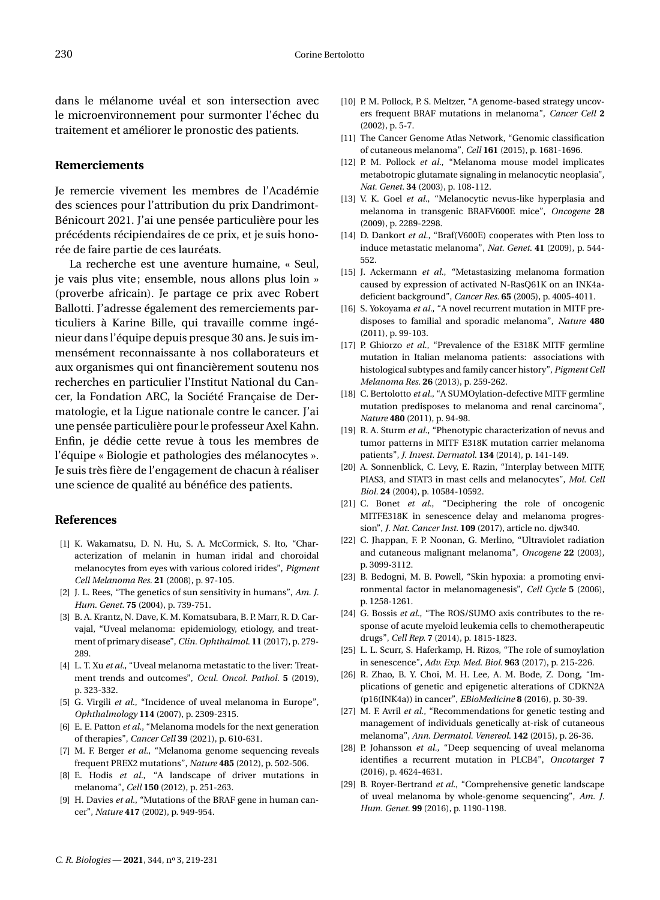dans le mélanome uvéal et son intersection avec le microenvironnement pour surmonter l'échec du traitement et améliorer le pronostic des patients.

## Remerciements

Je remercie vivement les membres de l'Académie des sciences pour l'attribution du prix Dandrimont-Bénicourt 2021. J'ai une pensée particulière pour les précédents récipiendaires de ce prix, et je suis honorée de faire partie de ces lauréats.

La recherche est une aventure humaine, « Seul, je vais plus vite ; ensemble, nous allons plus loin » (proverbe africain). Je partage ce prix avec Robert Ballotti. J'adresse également des remerciements particuliers à Karine Bille, qui travaille comme ingénieur dans l'équipe depuis presque 30 ans. Je suis immensément reconnaissante à nos collaborateurs et aux organismes qui ont financièrement soutenu nos recherches en particulier l'Institut National du Cancer, la Fondation ARC, la Société Française de Dermatologie, et la Ligue nationale contre le cancer. J'ai une pensée particulière pour le professeur Axel Kahn. Enfin, je dédie cette revue à tous les membres de l'équipe « Biologie et pathologies des mélanocytes ». Je suis très fière de l'engagement de chacun à réaliser une science de qualité au bénéfice des patients.

## References

[1] K. Wakamatsu, D. N. Hu, S. A. McCormick, S. Ito, "Characterization of melanin in human iridal and choroidal melanocytes from eyes with various colored irides", *Pigment Cell Melanoma Res.* **21** (2008), p. 97-105.

[2] J. L. Rees, "The genetics of sun sensitivity in humans", *Am. J. Hum. Genet.* **75** (2004), p. 739-751.

[3] B. A. Krantz, N. Dave, K. M. Komatsubara, B. P. Marr, R. D. Carvajal, "Uveal melanoma: epidemiology, etiology, and treatment of primary disease", *Clin. Ophthalmol.* **11** (2017), p. 279-289.

[4] L. T. Xu *et al.*, "Uveal melanoma metastatic to the liver: Treatment trends and outcomes", *Ocul. Oncol. Pathol.* **5** (2019), p. 323-332.

[5] G. Virgili *et al.*, "Incidence of uveal melanoma in Europe", *Ophthalmology* **114** (2007), p. 2309-2315.

[6] E. E. Patton *et al.*, "Melanoma models for the next generation of therapies", *Cancer Cell* **39** (2021), p. 610-631.

[7] M. F. Berger *et al.*, "Melanoma genome sequencing reveals frequent PREX2 mutations", *Nature* **485** (2012), p. 502-506.

[8] E. Hodis *et al.*, "A landscape of driver mutations in melanoma", *Cell* **150** (2012), p. 251-263.

[9] H. Davies *et al.*, "Mutations of the BRAF gene in human cancer", *Nature* **417** (2002), p. 949-954.

[10] P. M. Pollock, P. S. Meltzer, "A genome-based strategy uncovers frequent BRAF mutations in melanoma", *Cancer Cell* **2** (2002), p. 5-7.

[11] The Cancer Genome Atlas Network, "Genomic classification of cutaneous melanoma", *Cell* **161** (2015), p. 1681-1696.

[12] P. M. Pollock *et al.*, "Melanoma mouse model implicates metabotropic glutamate signaling in melanocytic neoplasia", *Nat. Genet.* **34** (2003), p. 108-112.

[13] V. K. Goel *et al.*, "Melanocytic nevus-like hyperplasia and melanoma in transgenic BRAFV600E mice", *Oncogene* **28** (2009), p. 2289-2298.

[14] D. Dankort *et al.*, "Braf(V600E) cooperates with Pten loss to induce metastatic melanoma", *Nat. Genet.* **41** (2009), p. 544-552.

[15] J. Ackermann *et al.*, "Metastasizing melanoma formation caused by expression of activated N-RasQ61K on an INK4a-deficient background", *Cancer Res.* **65** (2005), p. 4005-4011.

[16] S. Yokoyama *et al.*, "A novel recurrent mutation in MITF predisposes to familial and sporadic melanoma", *Nature* **480** (2011), p. 99-103.

[17] P. Ghiorzo *et al.*, "Prevalence of the E318K MITF germline mutation in Italian melanoma patients: associations with histological subtypes and family cancer history", *Pigment Cell Melanoma Res.* **26** (2013), p. 259-262.

[18] C. Bertolotto *et al.*, "A SUMOylation-defective MITF germline mutation predisposes to melanoma and renal carcinoma", *Nature* **480** (2011), p. 94-98.

[19] R. A. Sturm *et al.*, "Phenotypic characterization of nevus and tumor patterns in MITF E318K mutation carrier melanoma patients", *J. Invest. Dermatol.* **134** (2014), p. 141-149.

[20] A. Sonnenblick, C. Levy, E. Razin, "Interplay between MITF, PIAS3, and STAT3 in mast cells and melanocytes", *Mol. Cell Biol.* **24** (2004), p. 10584-10592.

[21] C. Bonet *et al.*, "Deciphering the role of oncogenic MITFE318K in senescence delay and melanoma progression", *J. Nat. Cancer Inst.* **109** (2017), article no. djw340.

[22] C. Jhappan, F. P. Noonan, G. Merlino, "Ultraviolet radiation and cutaneous malignant melanoma", *Oncogene* **22** (2003), p. 3099-3112.

[23] B. Bedogni, M. B. Powell, "Skin hypoxia: a promoting environmental factor in melanomagenesis", *Cell Cycle* **5** (2006), p. 1258-1261.

[24] G. Bossis *et al.*, "The ROS/SUMO axis contributes to the response of acute myeloid leukemia cells to chemotherapeutic drugs", *Cell Rep.* **7** (2014), p. 1815-1823.

[25] L. L. Scurr, S. Haferkamp, H. Rizos, "The role of sumoylation in senescence", *Adv. Exp. Med. Biol.* **963** (2017), p. 215-226.

[26] R. Zhao, B. Y. Choi, M. H. Lee, A. M. Bode, Z. Dong, "Implications of genetic and epigenetic alterations of CDKN2A (p16(INK4a)) in cancer", *EBioMedicine* **8** (2016), p. 30-39.

[27] M. F. Avril *et al.*, "Recommendations for genetic testing and management of individuals genetically at-risk of cutaneous melanoma", *Ann. Dermatol. Venereol.* **142** (2015), p. 26-36.

[28] P. Johansson *et al.*, "Deep sequencing of uveal melanoma identifies a recurrent mutation in PLCB4", *Oncotarget* **7** (2016), p. 4624-4631.

[29] B. Royer-Bertrand *et al.*, "Comprehensive genetic landscape of uveal melanoma by whole-genome sequencing", *Am. J. Hum. Genet.* **99** (2016), p. 1190-1198.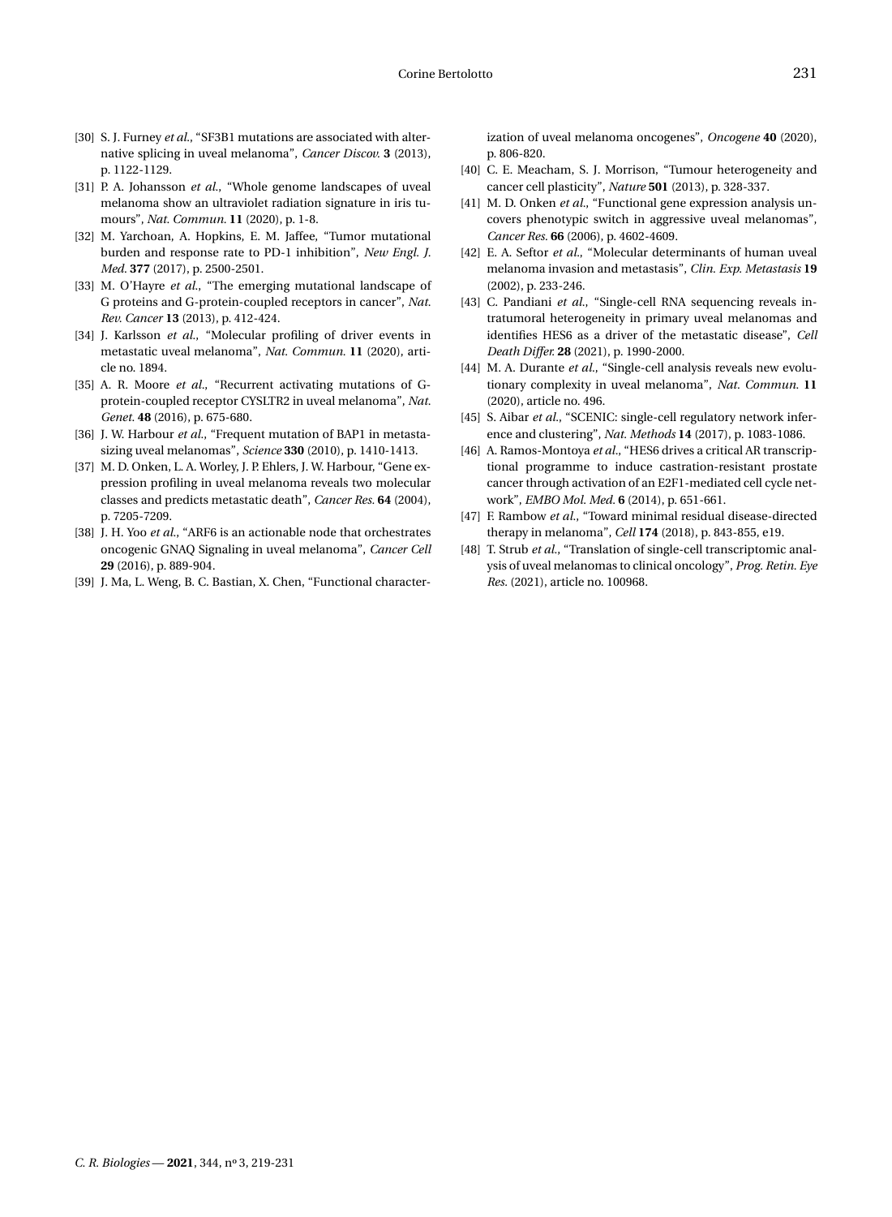[30] S. J. Furney *et al.*, "SF3B1 mutations are associated with alternative splicing in uveal melanoma", *Cancer Discov.* **3** (2013), p. 1122-1129.

[31] P. A. Johansson *et al.*, "Whole genome landscapes of uveal melanoma show an ultraviolet radiation signature in iris tumours", *Nat. Commun.* **11** (2020), p. 1-8.

[32] M. Yarchoan, A. Hopkins, E. M. Jaffee, "Tumor mutational burden and response rate to PD-1 inhibition", *New Engl. J. Med.* **377** (2017), p. 2500-2501.

[33] M. O'Hayre *et al.*, "The emerging mutational landscape of G proteins and G-protein-coupled receptors in cancer", *Nat. Rev. Cancer* **13** (2013), p. 412-424.

[34] J. Karlsson *et al.*, "Molecular profiling of driver events in metastatic uveal melanoma", *Nat. Commun.* **11** (2020), article no. 1894.

[35] A. R. Moore *et al.*, "Recurrent activating mutations of G-protein-coupled receptor CYSLTR2 in uveal melanoma", *Nat. Genet.* **48** (2016), p. 675-680.

[36] J. W. Harbour *et al.*, "Frequent mutation of BAP1 in metastasizing uveal melanomas", *Science* **330** (2010), p. 1410-1413.

[37] M. D. Onken, L. A. Worley, J. P. Ehlers, J. W. Harbour, "Gene expression profiling in uveal melanoma reveals two molecular classes and predicts metastatic death", *Cancer Res.* **64** (2004), p. 7205-7209.

[38] J. H. Yoo *et al.*, "ARF6 is an actionable node that orchestrates oncogenic GNAQ Signaling in uveal melanoma", *Cancer Cell* **29** (2016), p. 889-904.

[39] J. Ma, L. Weng, B. C. Bastian, X. Chen, "Functional characterization of uveal melanoma oncogenes", *Oncogene* **40** (2020), p. 806-820.

[40] C. E. Meacham, S. J. Morrison, "Tumour heterogeneity and cancer cell plasticity", *Nature* **501** (2013), p. 328-337.

[41] M. D. Onken *et al.*, "Functional gene expression analysis uncovers phenotypic switch in aggressive uveal melanomas", *Cancer Res.* **66** (2006), p. 4602-4609.

[42] E. A. Seftor *et al.*, "Molecular determinants of human uveal melanoma invasion and metastasis", *Clin. Exp. Metastasis* **19** (2002), p. 233-246.

[43] C. Pandiani *et al.*, "Single-cell RNA sequencing reveals intratumoral heterogeneity in primary uveal melanomas and identifies HES6 as a driver of the metastatic disease", *Cell Death Differ.* **28** (2021), p. 1990-2000.

[44] M. A. Durante *et al.*, "Single-cell analysis reveals new evolutionary complexity in uveal melanoma", *Nat. Commun.* **11** (2020), article no. 496.

[45] S. Aibar *et al.*, "SCENIC: single-cell regulatory network inference and clustering", *Nat. Methods* **14** (2017), p. 1083-1086.

[46] A. Ramos-Montoya *et al.*, "HES6 drives a critical AR transcriptional programme to induce castration-resistant prostate cancer through activation of an E2F1-mediated cell cycle network", *EMBO Mol. Med.* **6** (2014), p. 651-661.

[47] F. Rambow *et al.*, "Toward minimal residual disease-directed therapy in melanoma", *Cell* **174** (2018), p. 843-855, e19.

[48] T. Strub *et al.*, "Translation of single-cell transcriptomic analysis of uveal melanomas to clinical oncology", *Prog. Retin. Eye Res.* (2021), article no. 100968.